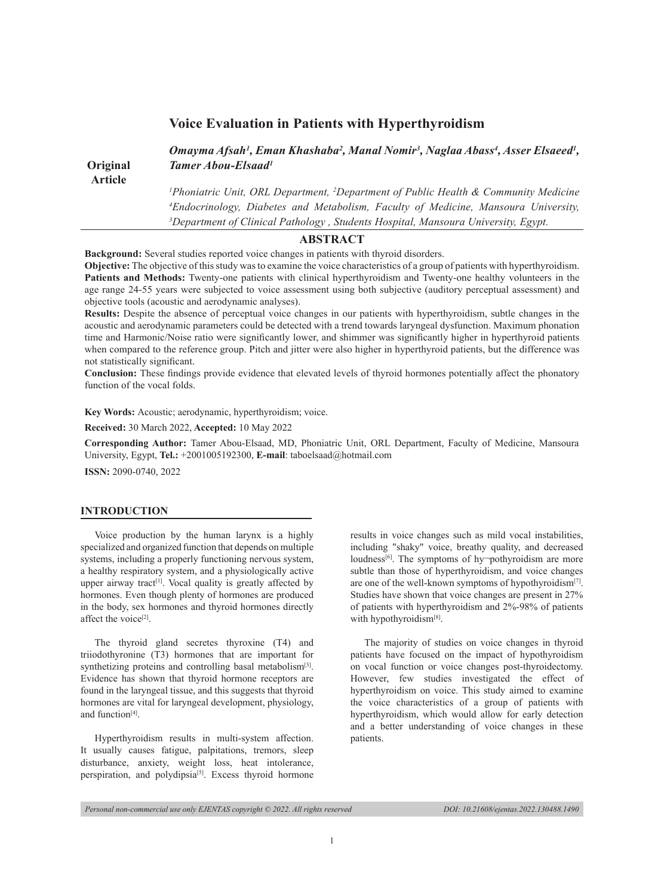# Voice Evaluation in Patients with Hyperthyroidism

**Original Article**

***Omayma Afsah[1], Eman Khashaba[2], Manal Nomir[3], Naglaa Abass[4], Asser Elsaeed[1], Tamer Abou-Elsaad[1]***

*[1]Phoniatric Unit, ORL Department, [2]Department of Public Health & Community Medicine [4]Endocrinology, Diabetes and Metabolism, Faculty of Medicine, Mansoura University, [3]Department of Clinical Pathology , Students Hospital, Mansoura University, Egypt.*

## ABSTRACT

**Background:** Several studies reported voice changes in patients with thyroid disorders.

**Objective:** The objective of this study was to examine the voice characteristics of a group of patients with hyperthyroidism.

**Patients and Methods:** Twenty-one patients with clinical hyperthyroidism and Twenty-one healthy volunteers in the age range 24-55 years were subjected to voice assessment using both subjective (auditory perceptual assessment) and objective tools (acoustic and aerodynamic analyses).

**Results:** Despite the absence of perceptual voice changes in our patients with hyperthyroidism, subtle changes in the acoustic and aerodynamic parameters could be detected with a trend towards laryngeal dysfunction. Maximum phonation time and Harmonic/Noise ratio were significantly lower, and shimmer was significantly higher in hyperthyroid patients when compared to the reference group. Pitch and jitter were also higher in hyperthyroid patients, but the difference was not statistically significant.

**Conclusion:** These findings provide evidence that elevated levels of thyroid hormones potentially affect the phonatory function of the vocal folds.

**Key Words:** Acoustic; aerodynamic, hyperthyroidism; voice.

**Received:** 30 March 2022, **Accepted:** 10 May 2022

**Corresponding Author:** Tamer Abou-Elsaad, MD, Phoniatric Unit, ORL Department, Faculty of Medicine, Mansoura University, Egypt, **Tel.:** +2001005192300, **E-mail**: taboelsaad@hotmail.com

**ISSN:** 2090-0740, 2022

## INTRODUCTION

Voice production by the human larynx is a highly specialized and organized function that depends on multiple systems, including a properly functioning nervous system, a healthy respiratory system, and a physiologically active upper airway tract[1]. Vocal quality is greatly affected by hormones. Even though plenty of hormones are produced in the body, sex hormones and thyroid hormones directly affect the voice[2].

The thyroid gland secretes thyroxine (T4) and triiodothyronine (T3) hormones that are important for synthetizing proteins and controlling basal metabolism[3]. Evidence has shown that thyroid hormone receptors are found in the laryngeal tissue, and this suggests that thyroid hormones are vital for laryngeal development, physiology, and function[4].

Hyperthyroidism results in multi-system affection. It usually causes fatigue, palpitations, tremors, sleep disturbance, anxiety, weight loss, heat intolerance, perspiration, and polydipsia[5]. Excess thyroid hormone results in voice changes such as mild vocal instabilities, including "shaky" voice, breathy quality, and decreased loudness[6]. The symptoms of hy¬pothyroidism are more subtle than those of hyperthyroidism, and voice changes are one of the well-known symptoms of hypothyroidism[7]. Studies have shown that voice changes are present in 27% of patients with hyperthyroidism and 2%-98% of patients with hypothyroidism[8].

The majority of studies on voice changes in thyroid patients have focused on the impact of hypothyroidism on vocal function or voice changes post-thyroidectomy. However, few studies investigated the effect of hyperthyroidism on voice. This study aimed to examine the voice characteristics of a group of patients with hyperthyroidism, which would allow for early detection and a better understanding of voice changes in these patients.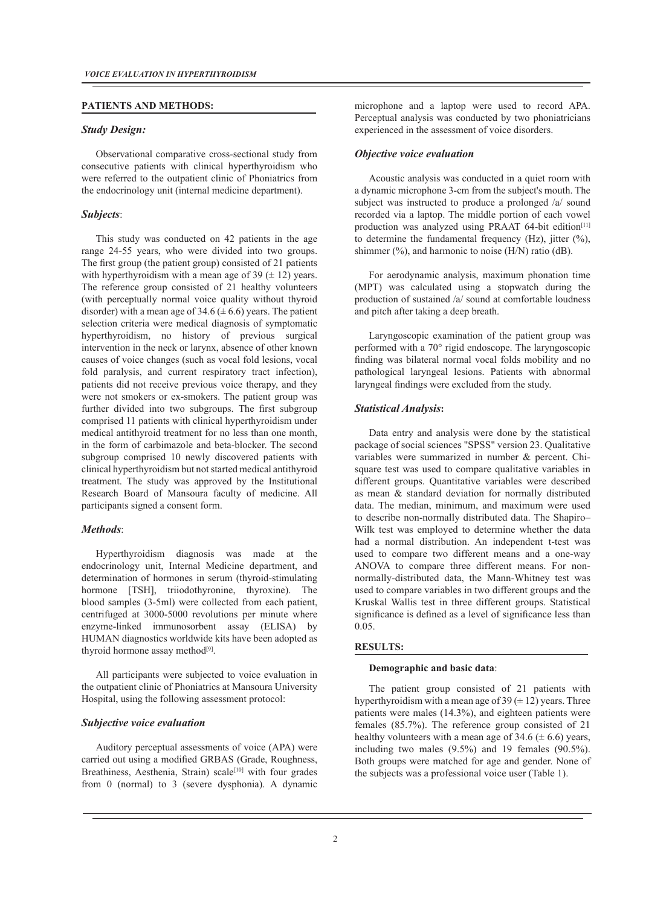## PATIENTS AND METHODS:

### *Study Design:*

Observational comparative cross-sectional study from consecutive patients with clinical hyperthyroidism who were referred to the outpatient clinic of Phoniatrics from the endocrinology unit (internal medicine department).

### *Subjects*:

This study was conducted on 42 patients in the age range 24-55 years, who were divided into two groups. The first group (the patient group) consisted of 21 patients with hyperthyroidism with a mean age of 39 (± 12) years. The reference group consisted of 21 healthy volunteers (with perceptually normal voice quality without thyroid disorder) with a mean age of 34.6 (± 6.6) years. The patient selection criteria were medical diagnosis of symptomatic hyperthyroidism, no history of previous surgical intervention in the neck or larynx, absence of other known causes of voice changes (such as vocal fold lesions, vocal fold paralysis, and current respiratory tract infection), patients did not receive previous voice therapy, and they were not smokers or ex-smokers. The patient group was further divided into two subgroups. The first subgroup comprised 11 patients with clinical hyperthyroidism under medical antithyroid treatment for no less than one month, in the form of carbimazole and beta-blocker. The second subgroup comprised 10 newly discovered patients with clinical hyperthyroidism but not started medical antithyroid treatment. The study was approved by the Institutional Research Board of Mansoura faculty of medicine. All participants signed a consent form.

### *Methods*:

Hyperthyroidism diagnosis was made at the endocrinology unit, Internal Medicine department, and determination of hormones in serum (thyroid-stimulating hormone [TSH], triiodothyronine, thyroxine). The blood samples (3-5ml) were collected from each patient, centrifuged at 3000-5000 revolutions per minute where enzyme-linked immunosorbent assay (ELISA) by HUMAN diagnostics worldwide kits have been adopted as thyroid hormone assay method[9].

All participants were subjected to voice evaluation in the outpatient clinic of Phoniatrics at Mansoura University Hospital, using the following assessment protocol:

### *Subjective voice evaluation*

Auditory perceptual assessments of voice (APA) were carried out using a modified GRBAS (Grade, Roughness, Breathiness, Aesthenia, Strain) scale[10] with four grades from 0 (normal) to 3 (severe dysphonia). A dynamic microphone and a laptop were used to record APA. Perceptual analysis was conducted by two phoniatricians experienced in the assessment of voice disorders.

### *Objective voice evaluation*

Acoustic analysis was conducted in a quiet room with a dynamic microphone 3-cm from the subject's mouth. The subject was instructed to produce a prolonged /a/ sound recorded via a laptop. The middle portion of each vowel production was analyzed using PRAAT 64-bit edition[11] to determine the fundamental frequency (Hz), jitter (%), shimmer (%), and harmonic to noise (H/N) ratio (dB).

For aerodynamic analysis, maximum phonation time (MPT) was calculated using a stopwatch during the production of sustained /a/ sound at comfortable loudness and pitch after taking a deep breath.

Laryngoscopic examination of the patient group was performed with a 70° rigid endoscope. The laryngoscopic finding was bilateral normal vocal folds mobility and no pathological laryngeal lesions. Patients with abnormal laryngeal findings were excluded from the study.

### *Statistical Analysis***:**

Data entry and analysis were done by the statistical package of social sciences "SPSS" version 23. Qualitative variables were summarized in number & percent. Chi-square test was used to compare qualitative variables in different groups. Quantitative variables were described as mean & standard deviation for normally distributed data. The median, minimum, and maximum were used to describe non-normally distributed data. The Shapiro–Wilk test was employed to determine whether the data had a normal distribution. An independent t-test was used to compare two different means and a one-way ANOVA to compare three different means. For non-normally-distributed data, the Mann-Whitney test was used to compare variables in two different groups and the Kruskal Wallis test in three different groups. Statistical significance is defined as a level of significance less than 0.05.

## RESULTS:

**Demographic and basic data**:

The patient group consisted of 21 patients with hyperthyroidism with a mean age of 39 (± 12) years. Three patients were males (14.3%), and eighteen patients were females (85.7%). The reference group consisted of 21 healthy volunteers with a mean age of 34.6 (± 6.6) years, including two males (9.5%) and 19 females (90.5%). Both groups were matched for age and gender. None of the subjects was a professional voice user (Table 1).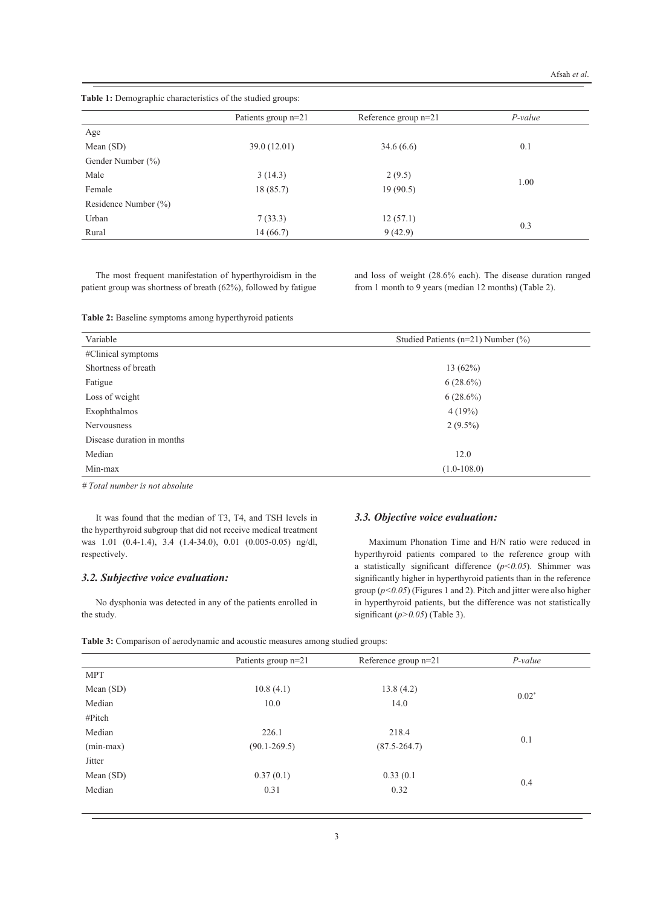**Table 1:** Demographic characteristics of the studied groups:

| | Patients group n=21 | Reference group n=21 | *P-value* |
|---|---|---|---|
| Age | | | |
| Mean (SD) | 39.0 (12.01) | 34.6 (6.6) | 0.1 |
| Gender Number (%) | | | |
| Male | 3 (14.3) | 2 (9.5) | 1.00 |
| Female | 18 (85.7) | 19 (90.5) | |
| Residence Number (%) | | | |
| Urban | 7 (33.3) | 12 (57.1) | 0.3 |
| Rural | 14 (66.7) | 9 (42.9) | |

The most frequent manifestation of hyperthyroidism in the patient group was shortness of breath (62%), followed by fatigue and loss of weight (28.6% each). The disease duration ranged from 1 month to 9 years (median 12 months) (Table 2).

**Table 2:** Baseline symptoms among hyperthyroid patients

| Variable | Studied Patients (n=21) Number (%) |
|---|---|
| #Clinical symptoms | |
| Shortness of breath | 13 (62%) |
| Fatigue | 6 (28.6%) |
| Loss of weight | 6 (28.6%) |
| Exophthalmos | 4 (19%) |
| Nervousness | 2 (9.5%) |
| Disease duration in months | |
| Median | 12.0 |
| Min-max | (1.0-108.0) |

*# Total number is not absolute*

It was found that the median of T3, T4, and TSH levels in the hyperthyroid subgroup that did not receive medical treatment was 1.01 (0.4-1.4), 3.4 (1.4-34.0), 0.01 (0.005-0.05) ng/dl, respectively.

### *3.2. Subjective voice evaluation:*

No dysphonia was detected in any of the patients enrolled in the study.

### *3.3. Objective voice evaluation:*

Maximum Phonation Time and H/N ratio were reduced in hyperthyroid patients compared to the reference group with a statistically significant difference (*$p<0.05$*). Shimmer was significantly higher in hyperthyroid patients than in the reference group (*$p<0.05$*) (Figures 1 and 2). Pitch and jitter were also higher in hyperthyroid patients, but the difference was not statistically significant (*$p>0.05$*) (Table 3).

**Table 3:** Comparison of aerodynamic and acoustic measures among studied groups:

| | Patients group n=21 | Reference group n=21 | *P-value* |
|---|---|---|---|
| MPT | | | |
| Mean (SD) | 10.8 (4.1) | 13.8 (4.2) | 0.02* |
| Median | 10.0 | 14.0 | |
| #Pitch | | | |
| Median | 226.1 | 218.4 | 0.1 |
| (min-max) | (90.1-269.5) | (87.5-264.7) | |
| Jitter | | | |
| Mean (SD) | 0.37 (0.1) | 0.33 (0.1 | 0.4 |
| Median | 0.31 | 0.32 | |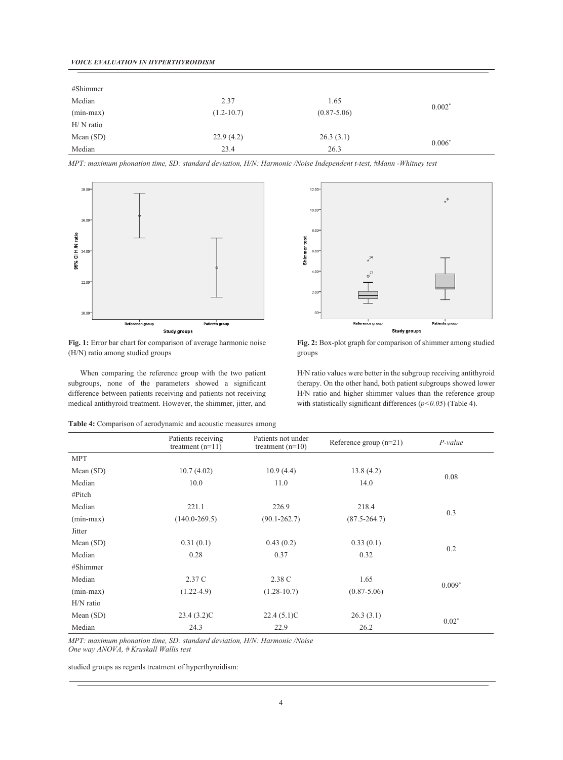| | | | |
|---|---|---|---|
| #Shimmer | | | |
| Median | 2.37 | 1.65 | $0.002^{*}$ |
| (min-max) | (1.2-10.7) | (0.87-5.06) | |
| H/ N ratio | | | |
| Mean (SD) | 22.9 (4.2) | 26.3 (3.1) | $0.006^{*}$ |
| Median | 23.4 | 26.3 | |

*MPT: maximum phonation time, SD: standard deviation, H/N: Harmonic /Noise Independent t-test, #Mann -Whitney test*

**Fig. 1:** Error bar chart for comparison of average harmonic noise (H/N) ratio among studied groups

**Fig. 2:** Box-plot graph for comparison of shimmer among studied groups

When comparing the reference group with the two patient subgroups, none of the parameters showed a significant difference between patients receiving and patients not receiving medical antithyroid treatment. However, the shimmer, jitter, and H/N ratio values were better in the subgroup receiving antithyroid therapy. On the other hand, both patient subgroups showed lower H/N ratio and higher shimmer values than the reference group with statistically significant differences (*$p<0.05$*) (Table 4).

**Table 4:** Comparison of aerodynamic and acoustic measures among studied groups as regards treatment of hyperthyroidism:

| | Patients receiving treatment (n=11) | Patients not under treatment (n=10) | Reference group (n=21) | *P-value* |
|---|---|---|---|---|
| MPT | | | | |
| Mean (SD) | 10.7 (4.02) | 10.9 (4.4) | 13.8 (4.2) | 0.08 |
| Median | 10.0 | 11.0 | 14.0 | |
| #Pitch | | | | |
| Median | 221.1 | 226.9 | 218.4 | 0.3 |
| (min-max) | (140.0-269.5) | (90.1-262.7) | (87.5-264.7) | |
| Jitter | | | | |
| Mean (SD) | 0.31 (0.1) | 0.43 (0.2) | 0.33 (0.1) | 0.2 |
| Median | 0.28 | 0.37 | 0.32 | |
| #Shimmer | | | | |
| Median | 2.37 C | 2.38 C | 1.65 | $0.009^{*}$ |
| (min-max) | (1.22-4.9) | (1.28-10.7) | (0.87-5.06) | |
| H/N ratio | | | | |
| Mean (SD) | 23.4 (3.2)C | 22.4 (5.1)C | 26.3 (3.1) | $0.02^{*}$ |
| Median | 24.3 | 22.9 | 26.2 | |

*MPT: maximum phonation time, SD: standard deviation, H/N: Harmonic /Noise*
*One way ANOVA, # Kruskall Wallis test*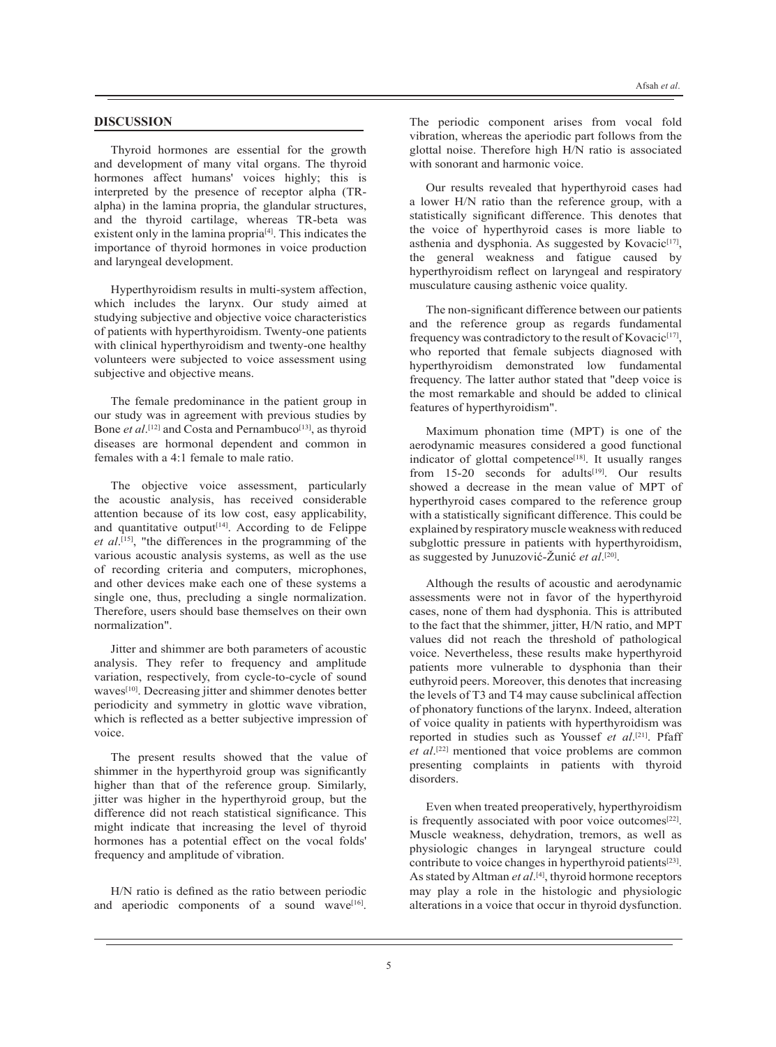## DISCUSSION

Thyroid hormones are essential for the growth and development of many vital organs. The thyroid hormones affect humans' voices highly; this is interpreted by the presence of receptor alpha (TR-alpha) in the lamina propria, the glandular structures, and the thyroid cartilage, whereas TR-beta was existent only in the lamina propria[4]. This indicates the importance of thyroid hormones in voice production and laryngeal development.

Hyperthyroidism results in multi-system affection, which includes the larynx. Our study aimed at studying subjective and objective voice characteristics of patients with hyperthyroidism. Twenty-one patients with clinical hyperthyroidism and twenty-one healthy volunteers were subjected to voice assessment using subjective and objective means.

The female predominance in the patient group in our study was in agreement with previous studies by Bone *et al*.[12] and Costa and Pernambuco[13], as thyroid diseases are hormonal dependent and common in females with a 4:1 female to male ratio.

The objective voice assessment, particularly the acoustic analysis, has received considerable attention because of its low cost, easy applicability, and quantitative output[14]. According to de Felippe *et al*.[15], "the differences in the programming of the various acoustic analysis systems, as well as the use of recording criteria and computers, microphones, and other devices make each one of these systems a single one, thus, precluding a single normalization. Therefore, users should base themselves on their own normalization".

Jitter and shimmer are both parameters of acoustic analysis. They refer to frequency and amplitude variation, respectively, from cycle-to-cycle of sound waves[10]. Decreasing jitter and shimmer denotes better periodicity and symmetry in glottic wave vibration, which is reflected as a better subjective impression of voice.

The present results showed that the value of shimmer in the hyperthyroid group was significantly higher than that of the reference group. Similarly, jitter was higher in the hyperthyroid group, but the difference did not reach statistical significance. This might indicate that increasing the level of thyroid hormones has a potential effect on the vocal folds' frequency and amplitude of vibration.

H/N ratio is defined as the ratio between periodic and aperiodic components of a sound wave[16]. The periodic component arises from vocal fold vibration, whereas the aperiodic part follows from the glottal noise. Therefore high H/N ratio is associated with sonorant and harmonic voice.

Our results revealed that hyperthyroid cases had a lower H/N ratio than the reference group, with a statistically significant difference. This denotes that the voice of hyperthyroid cases is more liable to asthenia and dysphonia. As suggested by Kovacic[17], the general weakness and fatigue caused by hyperthyroidism reflect on laryngeal and respiratory musculature causing asthenic voice quality.

The non-significant difference between our patients and the reference group as regards fundamental frequency was contradictory to the result of Kovacic[17], who reported that female subjects diagnosed with hyperthyroidism demonstrated low fundamental frequency. The latter author stated that "deep voice is the most remarkable and should be added to clinical features of hyperthyroidism".

Maximum phonation time (MPT) is one of the aerodynamic measures considered a good functional indicator of glottal competence[18]. It usually ranges from 15-20 seconds for adults[19]. Our results showed a decrease in the mean value of MPT of hyperthyroid cases compared to the reference group with a statistically significant difference. This could be explained by respiratory muscle weakness with reduced subglottic pressure in patients with hyperthyroidism, as suggested by Junuzović-Žunić *et al*.[20].

Although the results of acoustic and aerodynamic assessments were not in favor of the hyperthyroid cases, none of them had dysphonia. This is attributed to the fact that the shimmer, jitter, H/N ratio, and MPT values did not reach the threshold of pathological voice. Nevertheless, these results make hyperthyroid patients more vulnerable to dysphonia than their euthyroid peers. Moreover, this denotes that increasing the levels of T3 and T4 may cause subclinical affection of phonatory functions of the larynx. Indeed, alteration of voice quality in patients with hyperthyroidism was reported in studies such as Youssef *et al*.[21]. Pfaff *et al*.[22] mentioned that voice problems are common presenting complaints in patients with thyroid disorders.

Even when treated preoperatively, hyperthyroidism is frequently associated with poor voice outcomes[22]. Muscle weakness, dehydration, tremors, as well as physiologic changes in laryngeal structure could contribute to voice changes in hyperthyroid patients[23]. As stated by Altman *et al*.[4], thyroid hormone receptors may play a role in the histologic and physiologic alterations in a voice that occur in thyroid dysfunction.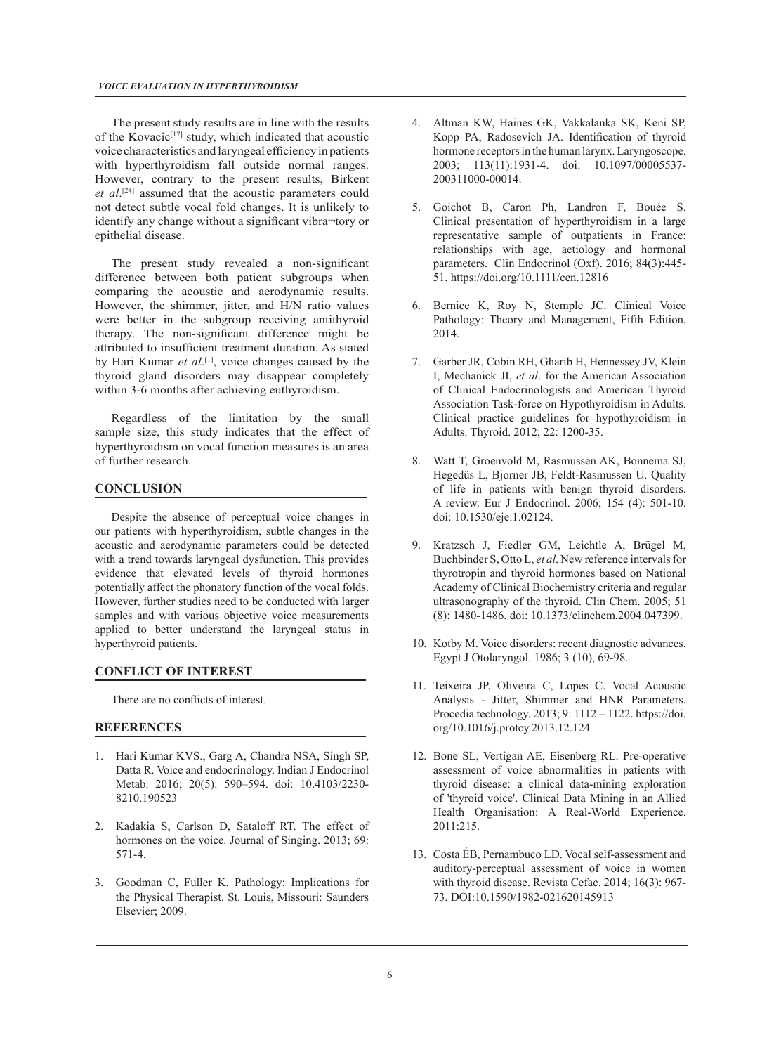The present study results are in line with the results of the Kovacic[17] study, which indicated that acoustic voice characteristics and laryngeal efficiency in patients with hyperthyroidism fall outside normal ranges. However, contrary to the present results, Birkent *et al*.[24] assumed that the acoustic parameters could not detect subtle vocal fold changes. It is unlikely to identify any change without a significant vibra¬tory or epithelial disease.

The present study revealed a non-significant difference between both patient subgroups when comparing the acoustic and aerodynamic results. However, the shimmer, jitter, and H/N ratio values were better in the subgroup receiving antithyroid therapy. The non-significant difference might be attributed to insufficient treatment duration. As stated by Hari Kumar *et al*.[1], voice changes caused by the thyroid gland disorders may disappear completely within 3-6 months after achieving euthyroidism.

Regardless of the limitation by the small sample size, this study indicates that the effect of hyperthyroidism on vocal function measures is an area of further research.

## CONCLUSION

Despite the absence of perceptual voice changes in our patients with hyperthyroidism, subtle changes in the acoustic and aerodynamic parameters could be detected with a trend towards laryngeal dysfunction. This provides evidence that elevated levels of thyroid hormones potentially affect the phonatory function of the vocal folds. However, further studies need to be conducted with larger samples and with various objective voice measurements applied to better understand the laryngeal status in hyperthyroid patients.

## CONFLICT OF INTEREST

There are no conflicts of interest.

## REFERENCES

1. Hari Kumar KVS., Garg A, Chandra NSA, Singh SP, Datta R. Voice and endocrinology. Indian J Endocrinol Metab. 2016; 20(5): 590–594. doi: 10.4103/2230-8210.190523
2. Kadakia S, Carlson D, Sataloff RT. The effect of hormones on the voice. Journal of Singing. 2013; 69: 571-4.
3. Goodman C, Fuller K. Pathology: Implications for the Physical Therapist. St. Louis, Missouri: Saunders Elsevier; 2009.
4. Altman KW, Haines GK, Vakkalanka SK, Keni SP, Kopp PA, Radosevich JA. Identification of thyroid hormone receptors in the human larynx. Laryngoscope. 2003; 113(11):1931-4. doi: 10.1097/00005537-200311000-00014.
5. Goichot B, Caron Ph, Landron F, Bouée S. Clinical presentation of hyperthyroidism in a large representative sample of outpatients in France: relationships with age, aetiology and hormonal parameters. Clin Endocrinol (Oxf). 2016; 84(3):445-51. https://doi.org/10.1111/cen.12816
6. Bernice K, Roy N, Stemple JC. Clinical Voice Pathology: Theory and Management, Fifth Edition, 2014.
7. Garber JR, Cobin RH, Gharib H, Hennessey JV, Klein I, Mechanick JI, *et al*. for the American Association of Clinical Endocrinologists and American Thyroid Association Task-force on Hypothyroidism in Adults. Clinical practice guidelines for hypothyroidism in Adults. Thyroid. 2012; 22: 1200-35.
8. Watt T, Groenvold M, Rasmussen AK, Bonnema SJ, Hegedüs L, Bjorner JB, Feldt-Rasmussen U. Quality of life in patients with benign thyroid disorders. A review. Eur J Endocrinol. 2006; 154 (4): 501-10. doi: 10.1530/eje.1.02124.
9. Kratzsch J, Fiedler GM, Leichtle A, Brügel M, Buchbinder S, Otto L, *et al*. New reference intervals for thyrotropin and thyroid hormones based on National Academy of Clinical Biochemistry criteria and regular ultrasonography of the thyroid. Clin Chem. 2005; 51 (8): 1480-1486. doi: 10.1373/clinchem.2004.047399.
10. Kotby M. Voice disorders: recent diagnostic advances. Egypt J Otolaryngol. 1986; 3 (10), 69-98.
11. Teixeira JP, Oliveira C, Lopes C. Vocal Acoustic Analysis - Jitter, Shimmer and HNR Parameters. Procedia technology. 2013; 9: 1112 – 1122. https://doi.org/10.1016/j.protcy.2013.12.124
12. Bone SL, Vertigan AE, Eisenberg RL. Pre-operative assessment of voice abnormalities in patients with thyroid disease: a clinical data-mining exploration of 'thyroid voice'. Clinical Data Mining in an Allied Health Organisation: A Real-World Experience. 2011:215.
13. Costa ÉB, Pernambuco LD. Vocal self-assessment and auditory-perceptual assessment of voice in women with thyroid disease. Revista Cefac. 2014; 16(3): 967-73. DOI:10.1590/1982-021620145913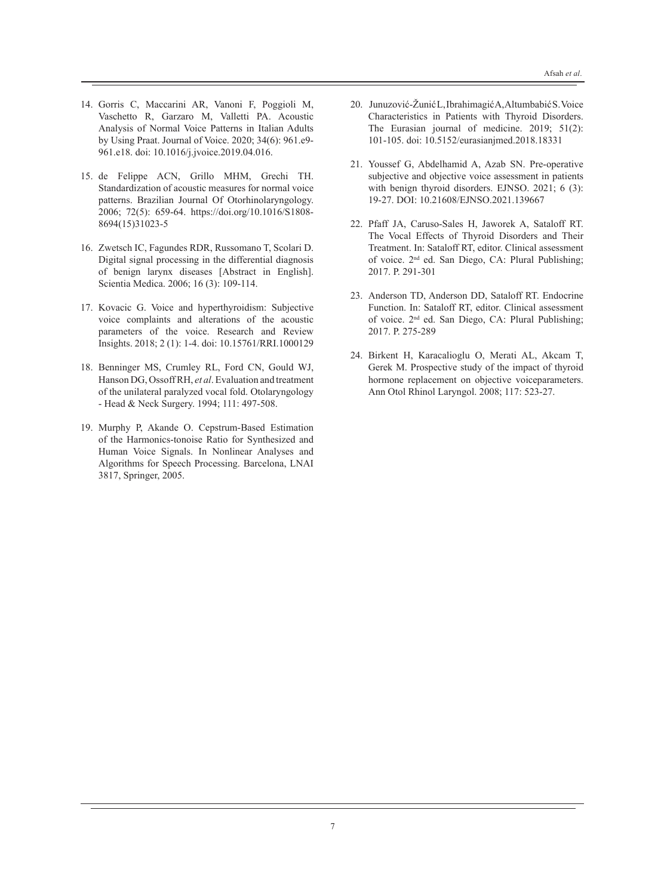14. Gorris C, Maccarini AR, Vanoni F, Poggioli M, Vaschetto R, Garzaro M, Valletti PA. Acoustic Analysis of Normal Voice Patterns in Italian Adults by Using Praat. Journal of Voice. 2020; 34(6): 961.e9-961.e18. doi: 10.1016/j.jvoice.2019.04.016.

15. de Felippe ACN, Grillo MHM, Grechi TH. Standardization of acoustic measures for normal voice patterns. Brazilian Journal Of Otorhinolaryngology. 2006; 72(5): 659-64. https://doi.org/10.1016/S1808-8694(15)31023-5

16. Zwetsch IC, Fagundes RDR, Russomano T, Scolari D. Digital signal processing in the differential diagnosis of benign larynx diseases [Abstract in English]. Scientia Medica. 2006; 16 (3): 109-114.

17. Kovacic G. Voice and hyperthyroidism: Subjective voice complaints and alterations of the acoustic parameters of the voice. Research and Review Insights. 2018; 2 (1): 1-4. doi: 10.15761/RRI.1000129

18. Benninger MS, Crumley RL, Ford CN, Gould WJ, Hanson DG, Ossoff RH, *et al*. Evaluation and treatment of the unilateral paralyzed vocal fold. Otolaryngology - Head & Neck Surgery. 1994; 111: 497-508.

19. Murphy P, Akande O. Cepstrum-Based Estimation of the Harmonics-tonoise Ratio for Synthesized and Human Voice Signals. In Nonlinear Analyses and Algorithms for Speech Processing. Barcelona, LNAI 3817, Springer, 2005.

20. Junuzović-Žunić L, Ibrahimagić A, Altumbabić S. Voice Characteristics in Patients with Thyroid Disorders. The Eurasian journal of medicine. 2019; 51(2): 101-105. doi: 10.5152/eurasianjmed.2018.18331

21. Youssef G, Abdelhamid A, Azab SN. Pre-operative subjective and objective voice assessment in patients with benign thyroid disorders. EJNSO. 2021; 6 (3): 19-27. DOI: 10.21608/EJNSO.2021.139667

22. Pfaff JA, Caruso-Sales H, Jaworek A, Sataloff RT. The Vocal Effects of Thyroid Disorders and Their Treatment. In: Sataloff RT, editor. Clinical assessment of voice. 2nd ed. San Diego, CA: Plural Publishing; 2017. P. 291-301

23. Anderson TD, Anderson DD, Sataloff RT. Endocrine Function. In: Sataloff RT, editor. Clinical assessment of voice. 2nd ed. San Diego, CA: Plural Publishing; 2017. P. 275-289

24. Birkent H, Karacalioglu O, Merati AL, Akcam T, Gerek M. Prospective study of the impact of thyroid hormone replacement on objective voiceparameters. Ann Otol Rhinol Laryngol. 2008; 117: 523-27.